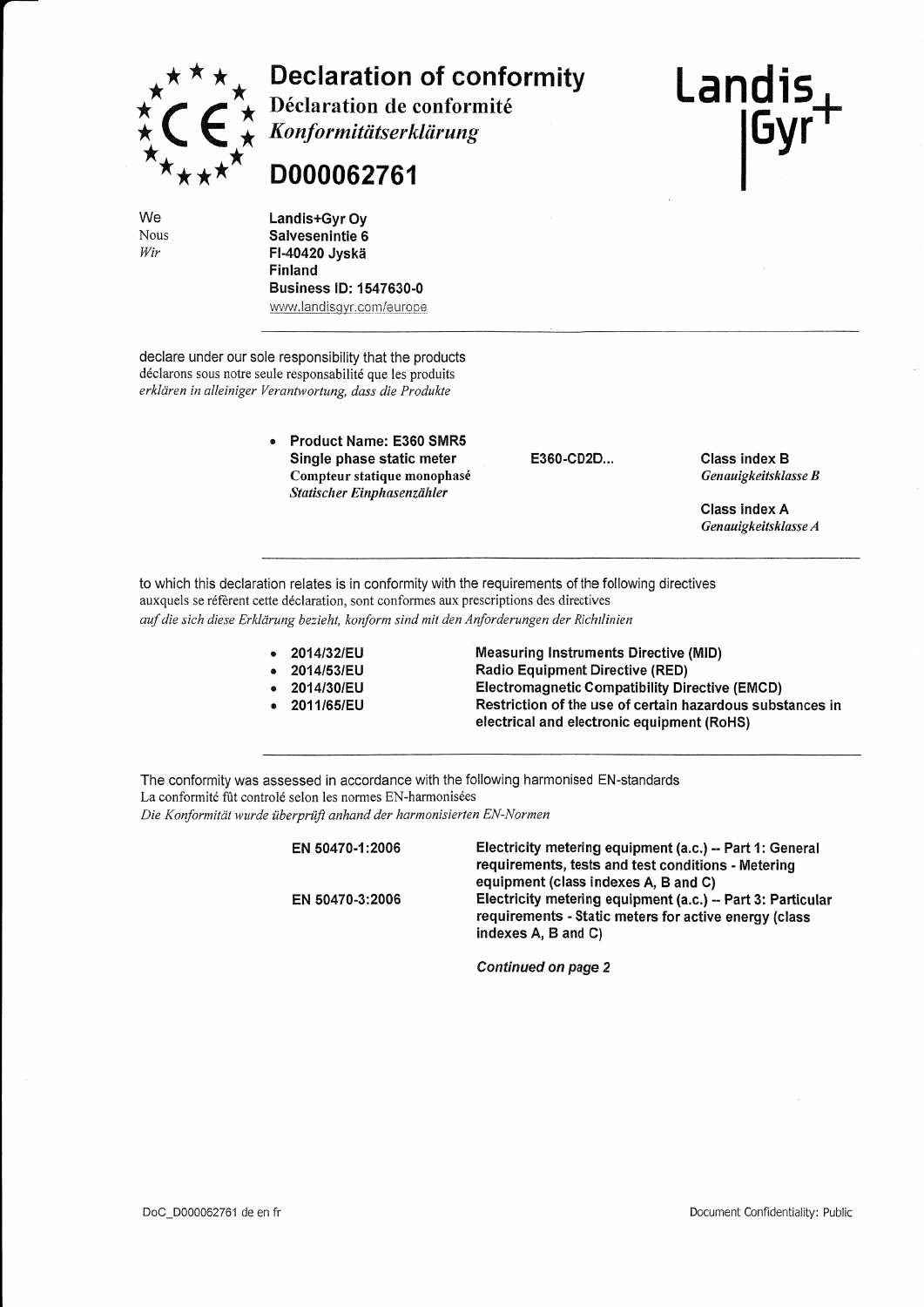# Declaration of conformity

**Déclaration de conformité**

*Konformitätserklärung*

## D000062761

We
Nous
*Wir*

**Landis+Gyr Oy**
**Salvesenintie 6**
**FI-40420 Jyskä**
**Finland**
**Business ID: 1547630-0**
www.landisgyr.com/europe

---

declare under our sole responsibility that the products
déclarons sous notre seule responsabilité que les produits
*erklären in alleiniger Verantwortung, dass die Produkte*

- **Product Name: E360 SMR5**
  **Single phase static meter**
  **Compteur statique monophasé**
  ***Statischer Einphasenzähler***

| | |
|---|---|
| **E360-CD2D...** | **Class index B** *Genauigkeitsklasse B* |
| | **Class index A** *Genauigkeitsklasse A* |

---

to which this declaration relates is in conformity with the requirements of the following directives
auxquels se réfèrent cette déclaration, sont conformes aux prescriptions des directives
*auf die sich diese Erklärung bezieht, konform sind mit den Anforderungen der Richtlinien*

- **2014/32/EU** — **Measuring Instruments Directive (MID)**
- **2014/53/EU** — **Radio Equipment Directive (RED)**
- **2014/30/EU** — **Electromagnetic Compatibility Directive (EMCD)**
- **2011/65/EU** — **Restriction of the use of certain hazardous substances in electrical and electronic equipment (RoHS)**

---

The conformity was assessed in accordance with the following harmonised EN-standards
La conformité fût controlé selon les normes EN-harmonisées
*Die Konformität wurde überprüft anhand der harmonisierten EN-Normen*

| | |
|---|---|
| **EN 50470-1:2006** | **Electricity metering equipment (a.c.) -- Part 1: General requirements, tests and test conditions - Metering equipment (class indexes A, B and C)** |
| **EN 50470-3:2006** | **Electricity metering equipment (a.c.) -- Part 3: Particular requirements - Static meters for active energy (class indexes A, B and C)** |

***Continued on page 2***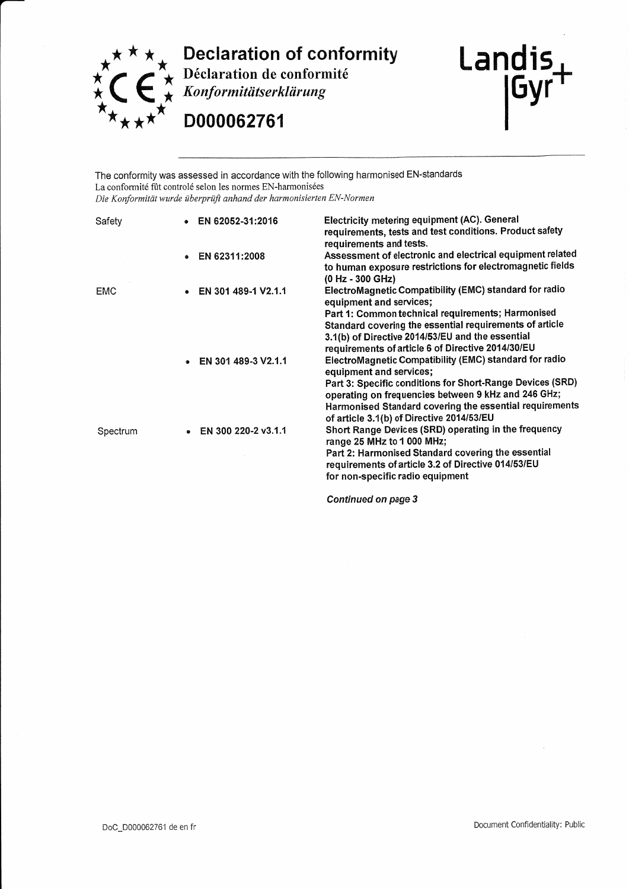# Declaration of conformity

**Déclaration de conformité**

*Konformitätserklärung*

## D000062761

Landis+Gyr

The conformity was assessed in accordance with the following harmonised EN-standards
La conformité fût controlé selon les normes EN-harmonisées
*Die Konformität wurde überprüft anhand der harmonisierten EN-Normen*

| | | |
|---|---|---|
| Safety | • **EN 62052-31:2016** | **Electricity metering equipment (AC). General requirements, tests and test conditions. Product safety requirements and tests.** |
| | • **EN 62311:2008** | **Assessment of electronic and electrical equipment related to human exposure restrictions for electromagnetic fields (0 Hz - 300 GHz)** |
| EMC | • **EN 301 489-1 V2.1.1** | **ElectroMagnetic Compatibility (EMC) standard for radio equipment and services; Part 1: Common technical requirements; Harmonised Standard covering the essential requirements of article 3.1(b) of Directive 2014/53/EU and the essential requirements of article 6 of Directive 2014/30/EU** |
| | • **EN 301 489-3 V2.1.1** | **ElectroMagnetic Compatibility (EMC) standard for radio equipment and services; Part 3: Specific conditions for Short-Range Devices (SRD) operating on frequencies between 9 kHz and 246 GHz; Harmonised Standard covering the essential requirements of article 3.1(b) of Directive 2014/53/EU** |
| Spectrum | • **EN 300 220-2 v3.1.1** | **Short Range Devices (SRD) operating in the frequency range 25 MHz to 1 000 MHz; Part 2: Harmonised Standard covering the essential requirements of article 3.2 of Directive 014/53/EU for non-specific radio equipment** |

***Continued on page 3***

DoC_D000062761 de en fr

Document Confidentiality: Public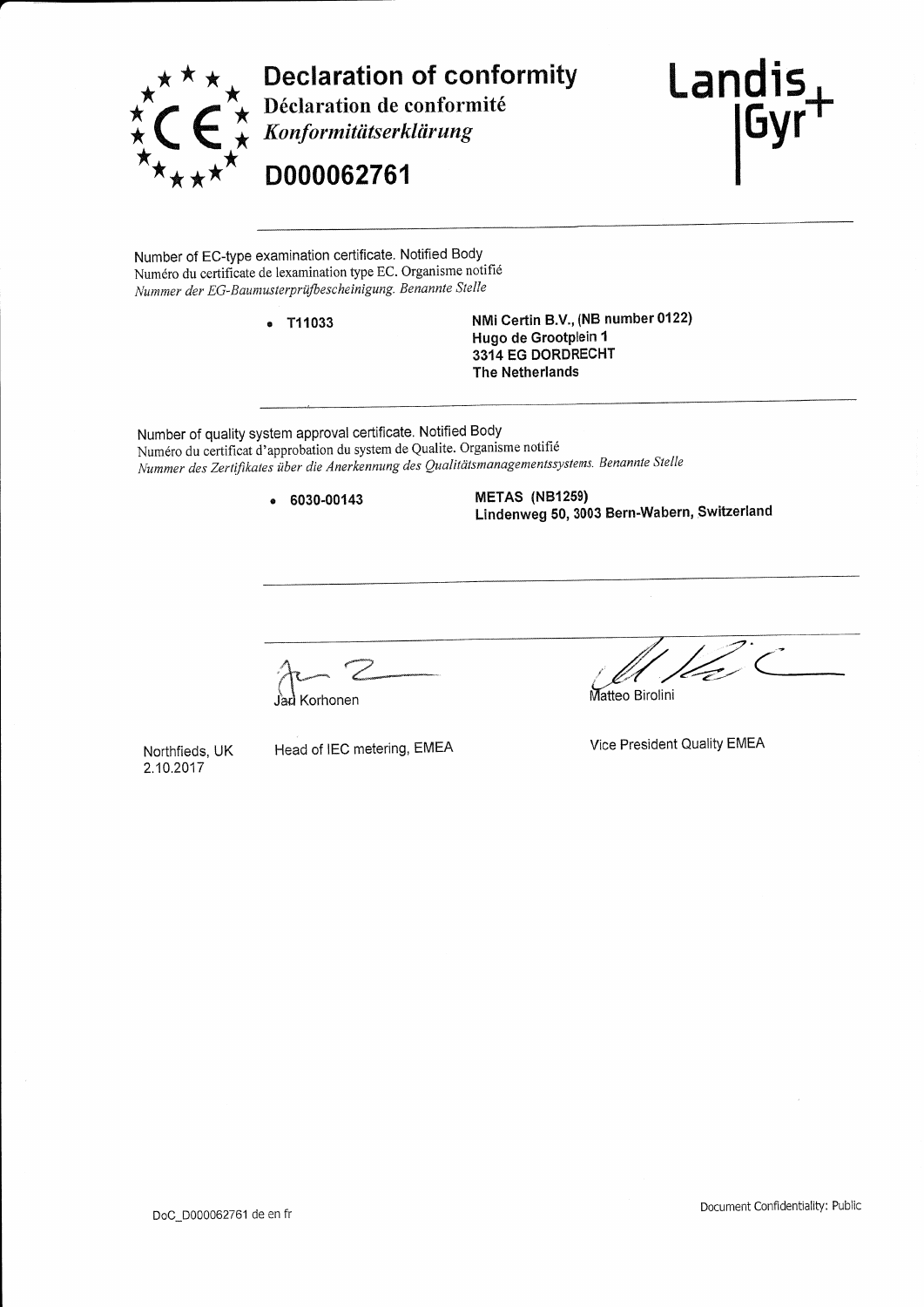# Declaration of conformity

**Déclaration de conformité**

*Konformitätserklärung*

## D000062761

Landis+Gyr

---

Number of EC-type examination certificate. Notified Body
Numéro du certificate de lexamination type EC. Organisme notifié
*Nummer der EG-Baumusterprüfbescheinigung. Benannte Stelle*

- **T11033**

**NMi Certin B.V., (NB number 0122)**
**Hugo de Grootplein 1**
**3314 EG DORDRECHT**
**The Netherlands**

---

Number of quality system approval certificate. Notified Body
Numéro du certificat d'approbation du system de Qualite. Organisme notifié
*Nummer des Zertifikates über die Anerkennung des Qualitätsmanagementssystems. Benannte Stelle*

- **6030-00143**

**METAS (NB1259)**
**Lindenweg 50, 3003 Bern-Wabern, Switzerland**

---

Jari Korhonen
Head of IEC metering, EMEA

Matteo Birolini
Vice President Quality EMEA

Northfieds, UK
2.10.2017

DoC_D000062761 de en fr

Document Confidentiality: Public